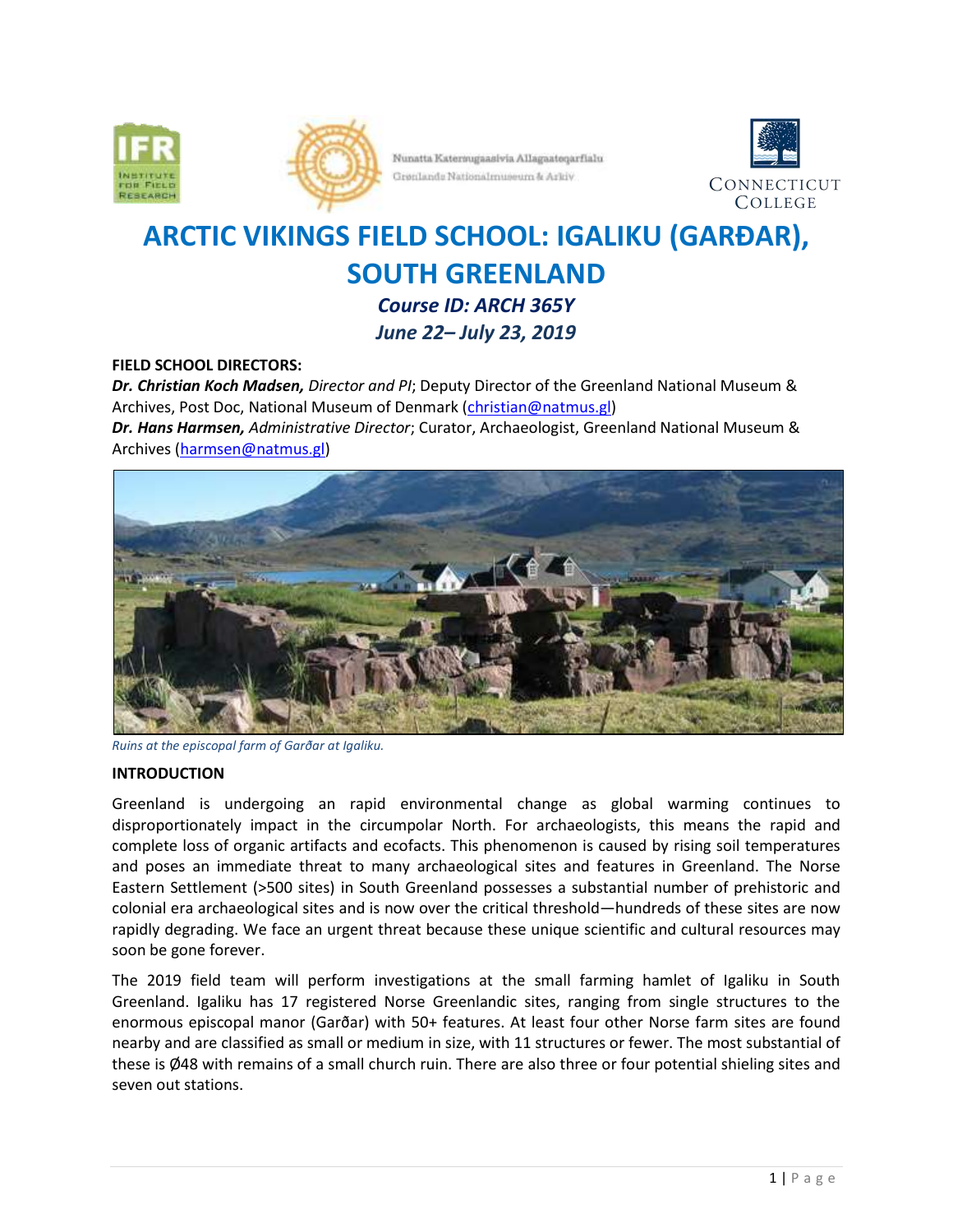# ARCTIC VIKINGS FIELD SCHOOL: IGALIKU (GARÐAR), SOUTH GREENLAND

### *Course ID: ARCH 365Y*

### *June 22– July 23, 2019*

**FIELD SCHOOL DIRECTORS:**

***Dr. Christian Koch Madsen,*** *Director and PI*; Deputy Director of the Greenland National Museum & Archives, Post Doc, National Museum of Denmark (christian@natmus.gl)

***Dr. Hans Harmsen,*** *Administrative Director*; Curator, Archaeologist, Greenland National Museum & Archives (harmsen@natmus.gl)

*Ruins at the episcopal farm of Garðar at Igaliku.*

## INTRODUCTION

Greenland is undergoing an rapid environmental change as global warming continues to disproportionately impact in the circumpolar North. For archaeologists, this means the rapid and complete loss of organic artifacts and ecofacts. This phenomenon is caused by rising soil temperatures and poses an immediate threat to many archaeological sites and features in Greenland. The Norse Eastern Settlement (>500 sites) in South Greenland possesses a substantial number of prehistoric and colonial era archaeological sites and is now over the critical threshold—hundreds of these sites are now rapidly degrading. We face an urgent threat because these unique scientific and cultural resources may soon be gone forever.

The 2019 field team will perform investigations at the small farming hamlet of Igaliku in South Greenland. Igaliku has 17 registered Norse Greenlandic sites, ranging from single structures to the enormous episcopal manor (Garðar) with 50+ features. At least four other Norse farm sites are found nearby and are classified as small or medium in size, with 11 structures or fewer. The most substantial of these is Ø48 with remains of a small church ruin. There are also three or four potential shieling sites and seven out stations.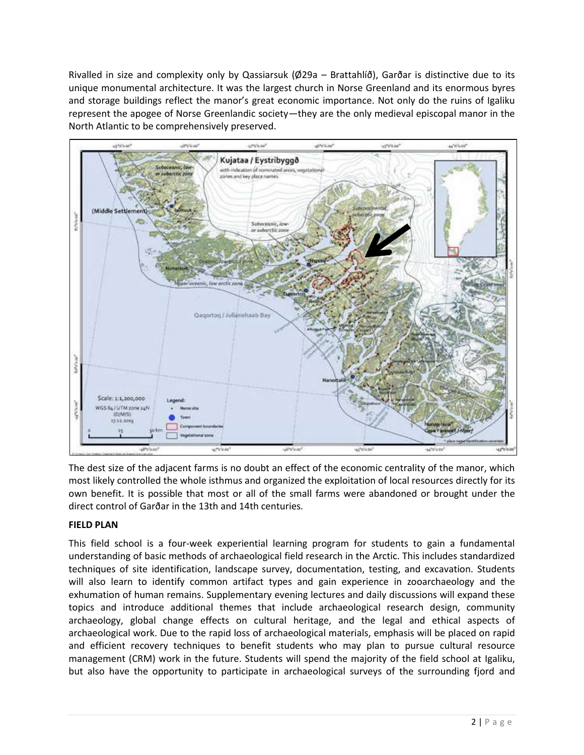Rivalled in size and complexity only by Qassiarsuk (Ø29a – Brattahlíð), Garðar is distinctive due to its unique monumental architecture. It was the largest church in Norse Greenland and its enormous byres and storage buildings reflect the manor's great economic importance. Not only do the ruins of Igaliku represent the apogee of Norse Greenlandic society—they are the only medieval episcopal manor in the North Atlantic to be comprehensively preserved.

The dest size of the adjacent farms is no doubt an effect of the economic centrality of the manor, which most likely controlled the whole isthmus and organized the exploitation of local resources directly for its own benefit. It is possible that most or all of the small farms were abandoned or brought under the direct control of Garðar in the 13th and 14th centuries.

**FIELD PLAN**

This field school is a four-week experiential learning program for students to gain a fundamental understanding of basic methods of archaeological field research in the Arctic. This includes standardized techniques of site identification, landscape survey, documentation, testing, and excavation. Students will also learn to identify common artifact types and gain experience in zooarchaeology and the exhumation of human remains. Supplementary evening lectures and daily discussions will expand these topics and introduce additional themes that include archaeological research design, community archaeology, global change effects on cultural heritage, and the legal and ethical aspects of archaeological work. Due to the rapid loss of archaeological materials, emphasis will be placed on rapid and efficient recovery techniques to benefit students who may plan to pursue cultural resource management (CRM) work in the future. Students will spend the majority of the field school at Igaliku, but also have the opportunity to participate in archaeological surveys of the surrounding fjord and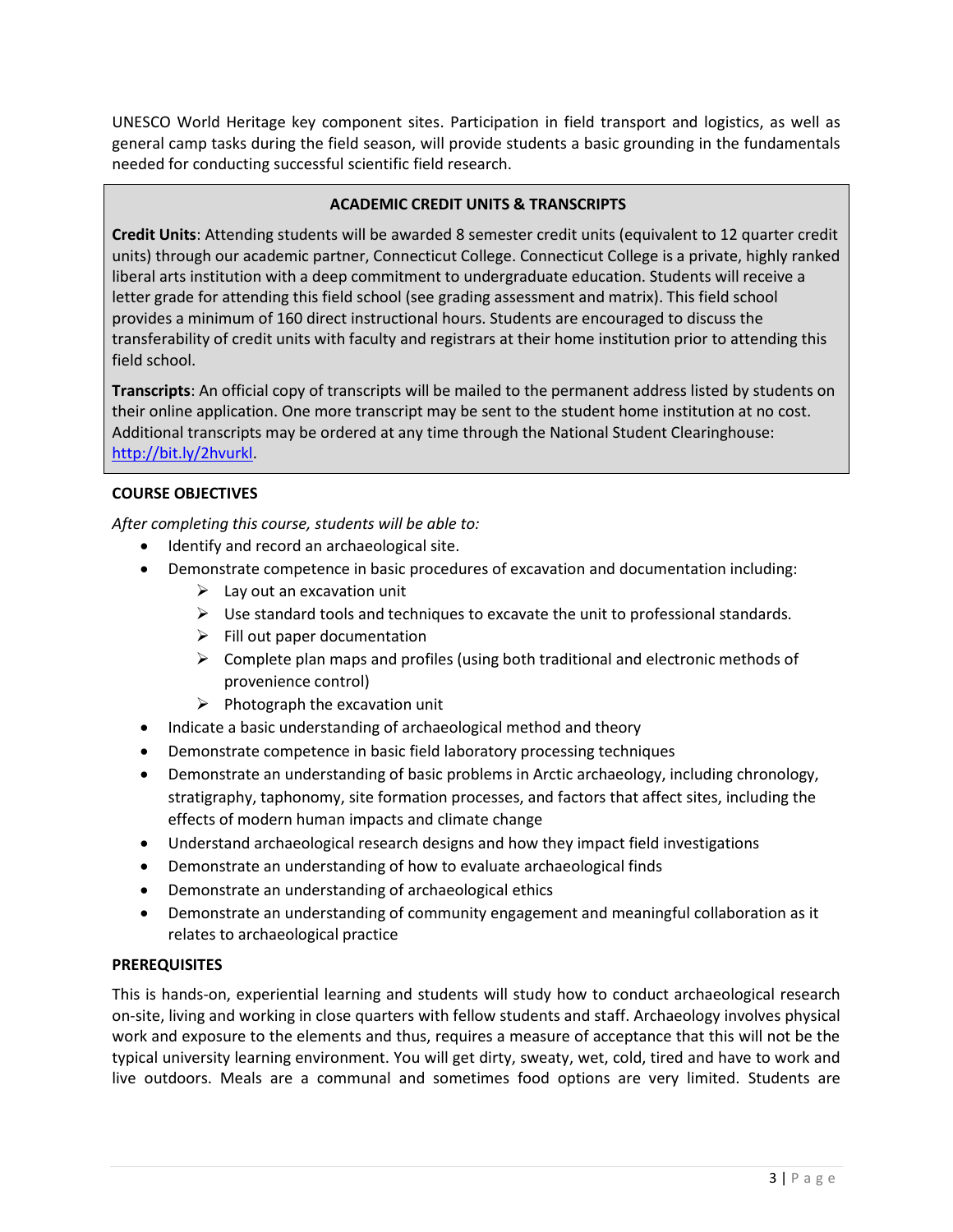UNESCO World Heritage key component sites. Participation in field transport and logistics, as well as general camp tasks during the field season, will provide students a basic grounding in the fundamentals needed for conducting successful scientific field research.

## ACADEMIC CREDIT UNITS & TRANSCRIPTS

**Credit Units**: Attending students will be awarded 8 semester credit units (equivalent to 12 quarter credit units) through our academic partner, Connecticut College. Connecticut College is a private, highly ranked liberal arts institution with a deep commitment to undergraduate education. Students will receive a letter grade for attending this field school (see grading assessment and matrix). This field school provides a minimum of 160 direct instructional hours. Students are encouraged to discuss the transferability of credit units with faculty and registrars at their home institution prior to attending this field school.

**Transcripts**: An official copy of transcripts will be mailed to the permanent address listed by students on their online application. One more transcript may be sent to the student home institution at no cost. Additional transcripts may be ordered at any time through the National Student Clearinghouse: [http://bit.ly/2hvurkl](http://bit.ly/2hvurkl).

## COURSE OBJECTIVES

*After completing this course, students will be able to:*

- Identify and record an archaeological site.
- Demonstrate competence in basic procedures of excavation and documentation including:
  - Lay out an excavation unit
  - Use standard tools and techniques to excavate the unit to professional standards.
  - Fill out paper documentation
  - Complete plan maps and profiles (using both traditional and electronic methods of provenience control)
  - Photograph the excavation unit
- Indicate a basic understanding of archaeological method and theory
- Demonstrate competence in basic field laboratory processing techniques
- Demonstrate an understanding of basic problems in Arctic archaeology, including chronology, stratigraphy, taphonomy, site formation processes, and factors that affect sites, including the effects of modern human impacts and climate change
- Understand archaeological research designs and how they impact field investigations
- Demonstrate an understanding of how to evaluate archaeological finds
- Demonstrate an understanding of archaeological ethics
- Demonstrate an understanding of community engagement and meaningful collaboration as it relates to archaeological practice

## PREREQUISITES

This is hands-on, experiential learning and students will study how to conduct archaeological research on-site, living and working in close quarters with fellow students and staff. Archaeology involves physical work and exposure to the elements and thus, requires a measure of acceptance that this will not be the typical university learning environment. You will get dirty, sweaty, wet, cold, tired and have to work and live outdoors. Meals are a communal and sometimes food options are very limited. Students are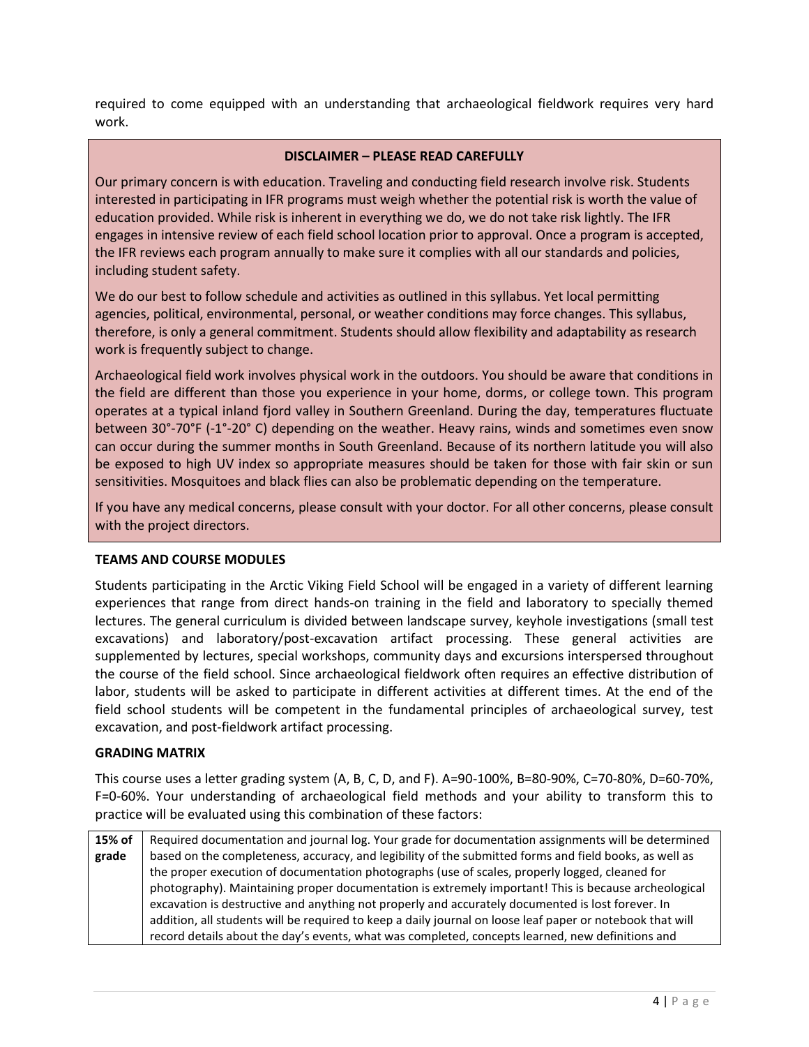required to come equipped with an understanding that archaeological fieldwork requires very hard work.

**DISCLAIMER – PLEASE READ CAREFULLY**

Our primary concern is with education. Traveling and conducting field research involve risk. Students interested in participating in IFR programs must weigh whether the potential risk is worth the value of education provided. While risk is inherent in everything we do, we do not take risk lightly. The IFR engages in intensive review of each field school location prior to approval. Once a program is accepted, the IFR reviews each program annually to make sure it complies with all our standards and policies, including student safety.

We do our best to follow schedule and activities as outlined in this syllabus. Yet local permitting agencies, political, environmental, personal, or weather conditions may force changes. This syllabus, therefore, is only a general commitment. Students should allow flexibility and adaptability as research work is frequently subject to change.

Archaeological field work involves physical work in the outdoors. You should be aware that conditions in the field are different than those you experience in your home, dorms, or college town. This program operates at a typical inland fjord valley in Southern Greenland. During the day, temperatures fluctuate between 30°-70°F (-1°-20° C) depending on the weather. Heavy rains, winds and sometimes even snow can occur during the summer months in South Greenland. Because of its northern latitude you will also be exposed to high UV index so appropriate measures should be taken for those with fair skin or sun sensitivities. Mosquitoes and black flies can also be problematic depending on the temperature.

If you have any medical concerns, please consult with your doctor. For all other concerns, please consult with the project directors.

**TEAMS AND COURSE MODULES**

Students participating in the Arctic Viking Field School will be engaged in a variety of different learning experiences that range from direct hands-on training in the field and laboratory to specially themed lectures. The general curriculum is divided between landscape survey, keyhole investigations (small test excavations) and laboratory/post-excavation artifact processing. These general activities are supplemented by lectures, special workshops, community days and excursions interspersed throughout the course of the field school. Since archaeological fieldwork often requires an effective distribution of labor, students will be asked to participate in different activities at different times. At the end of the field school students will be competent in the fundamental principles of archaeological survey, test excavation, and post-fieldwork artifact processing.

**GRADING MATRIX**

This course uses a letter grading system (A, B, C, D, and F). A=90-100%, B=80-90%, C=70-80%, D=60-70%, F=0-60%. Your understanding of archaeological field methods and your ability to transform this to practice will be evaluated using this combination of these factors:

| | |
|---|---|
| **15% of grade** | Required documentation and journal log. Your grade for documentation assignments will be determined based on the completeness, accuracy, and legibility of the submitted forms and field books, as well as the proper execution of documentation photographs (use of scales, properly logged, cleaned for photography). Maintaining proper documentation is extremely important! This is because archeological excavation is destructive and anything not properly and accurately documented is lost forever. In addition, all students will be required to keep a daily journal on loose leaf paper or notebook that will record details about the day's events, what was completed, concepts learned, new definitions and |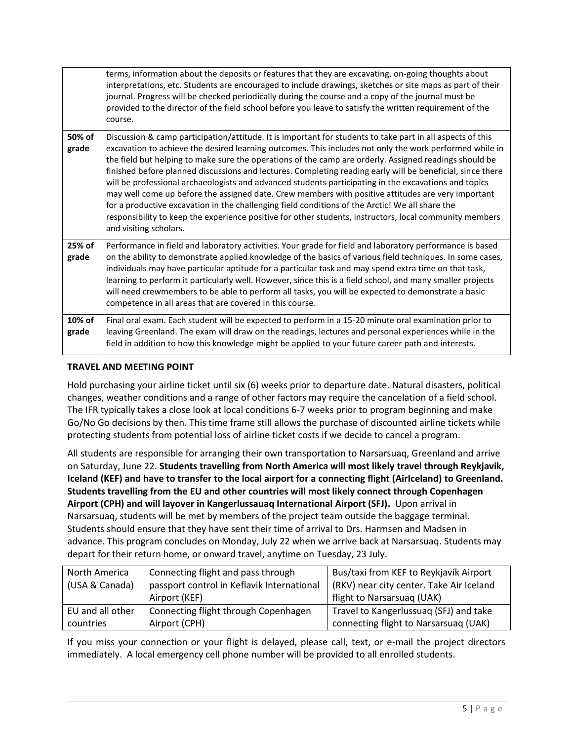| | |
|---|---|
| | terms, information about the deposits or features that they are excavating, on-going thoughts about interpretations, etc. Students are encouraged to include drawings, sketches or site maps as part of their journal. Progress will be checked periodically during the course and a copy of the journal must be provided to the director of the field school before you leave to satisfy the written requirement of the course. |
| **50% of grade** | Discussion & camp participation/attitude. It is important for students to take part in all aspects of this excavation to achieve the desired learning outcomes. This includes not only the work performed while in the field but helping to make sure the operations of the camp are orderly. Assigned readings should be finished before planned discussions and lectures. Completing reading early will be beneficial, since there will be professional archaeologists and advanced students participating in the excavations and topics may well come up before the assigned date. Crew members with positive attitudes are very important for a productive excavation in the challenging field conditions of the Arctic! We all share the responsibility to keep the experience positive for other students, instructors, local community members and visiting scholars. |
| **25% of grade** | Performance in field and laboratory activities. Your grade for field and laboratory performance is based on the ability to demonstrate applied knowledge of the basics of various field techniques. In some cases, individuals may have particular aptitude for a particular task and may spend extra time on that task, learning to perform it particularly well. However, since this is a field school, and many smaller projects will need crewmembers to be able to perform all tasks, you will be expected to demonstrate a basic competence in all areas that are covered in this course. |
| **10% of grade** | Final oral exam. Each student will be expected to perform in a 15-20 minute oral examination prior to leaving Greenland. The exam will draw on the readings, lectures and personal experiences while in the field in addition to how this knowledge might be applied to your future career path and interests. |

**TRAVEL AND MEETING POINT**

Hold purchasing your airline ticket until six (6) weeks prior to departure date. Natural disasters, political changes, weather conditions and a range of other factors may require the cancelation of a field school. The IFR typically takes a close look at local conditions 6-7 weeks prior to program beginning and make Go/No Go decisions by then. This time frame still allows the purchase of discounted airline tickets while protecting students from potential loss of airline ticket costs if we decide to cancel a program.

All students are responsible for arranging their own transportation to Narsarsuaq, Greenland and arrive on Saturday, June 22. **Students travelling from North America will most likely travel through Reykjavik, Iceland (KEF) and have to transfer to the local airport for a connecting flight (AirIceland) to Greenland. Students travelling from the EU and other countries will most likely connect through Copenhagen Airport (CPH) and will layover in Kangerlussauaq International Airport (SFJ).** Upon arrival in Narsarsuaq, students will be met by members of the project team outside the baggage terminal. Students should ensure that they have sent their time of arrival to Drs. Harmsen and Madsen in advance. This program concludes on Monday, July 22 when we arrive back at Narsarsuaq. Students may depart for their return home, or onward travel, anytime on Tuesday, 23 July.

| | | |
|---|---|---|
| North America (USA & Canada) | Connecting flight and pass through passport control in Keflavik International Airport (KEF) | Bus/taxi from KEF to Reykjavík Airport (RKV) near city center. Take Air Iceland flight to Narsarsuaq (UAK) |
| EU and all other countries | Connecting flight through Copenhagen Airport (CPH) | Travel to Kangerlussuaq (SFJ) and take connecting flight to Narsarsuaq (UAK) |

If you miss your connection or your flight is delayed, please call, text, or e-mail the project directors immediately. A local emergency cell phone number will be provided to all enrolled students.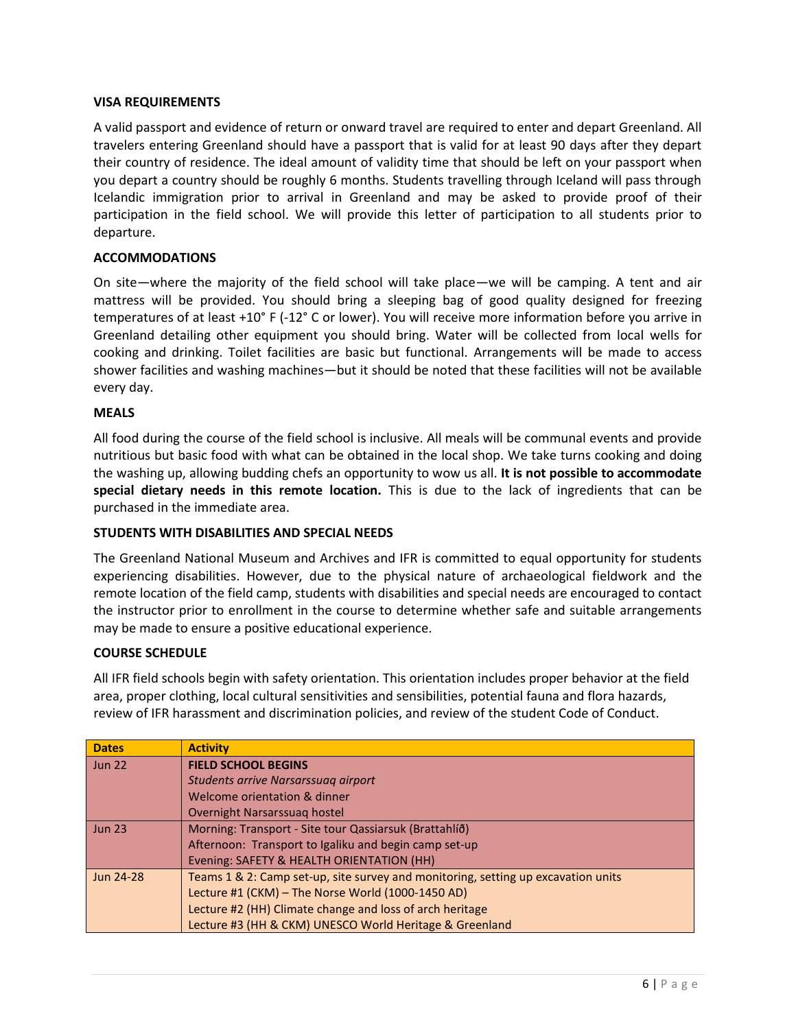**VISA REQUIREMENTS**

A valid passport and evidence of return or onward travel are required to enter and depart Greenland. All travelers entering Greenland should have a passport that is valid for at least 90 days after they depart their country of residence. The ideal amount of validity time that should be left on your passport when you depart a country should be roughly 6 months. Students travelling through Iceland will pass through Icelandic immigration prior to arrival in Greenland and may be asked to provide proof of their participation in the field school. We will provide this letter of participation to all students prior to departure.

**ACCOMMODATIONS**

On site—where the majority of the field school will take place—we will be camping. A tent and air mattress will be provided. You should bring a sleeping bag of good quality designed for freezing temperatures of at least +10˚ F (-12˚ C or lower). You will receive more information before you arrive in Greenland detailing other equipment you should bring. Water will be collected from local wells for cooking and drinking. Toilet facilities are basic but functional. Arrangements will be made to access shower facilities and washing machines—but it should be noted that these facilities will not be available every day.

**MEALS**

All food during the course of the field school is inclusive. All meals will be communal events and provide nutritious but basic food with what can be obtained in the local shop. We take turns cooking and doing the washing up, allowing budding chefs an opportunity to wow us all. **It is not possible to accommodate special dietary needs in this remote location.** This is due to the lack of ingredients that can be purchased in the immediate area.

**STUDENTS WITH DISABILITIES AND SPECIAL NEEDS**

The Greenland National Museum and Archives and IFR is committed to equal opportunity for students experiencing disabilities. However, due to the physical nature of archaeological fieldwork and the remote location of the field camp, students with disabilities and special needs are encouraged to contact the instructor prior to enrollment in the course to determine whether safe and suitable arrangements may be made to ensure a positive educational experience.

**COURSE SCHEDULE**

All IFR field schools begin with safety orientation. This orientation includes proper behavior at the field area, proper clothing, local cultural sensitivities and sensibilities, potential fauna and flora hazards, review of IFR harassment and discrimination policies, and review of the student Code of Conduct.

| Dates | Activity |
|---|---|
| Jun 22 | **FIELD SCHOOL BEGINS**<br>*Students arrive Narsarssuaq airport*<br>Welcome orientation & dinner<br>Overnight Narsarssuaq hostel |
| Jun 23 | Morning: Transport - Site tour Qassiarsuk (Brattahlíð)<br>Afternoon: Transport to Igaliku and begin camp set-up<br>Evening: SAFETY & HEALTH ORIENTATION (HH) |
| Jun 24-28 | Teams 1 & 2: Camp set-up, site survey and monitoring, setting up excavation units<br>Lecture #1 (CKM) – The Norse World (1000-1450 AD)<br>Lecture #2 (HH) Climate change and loss of arch heritage<br>Lecture #3 (HH & CKM) UNESCO World Heritage & Greenland |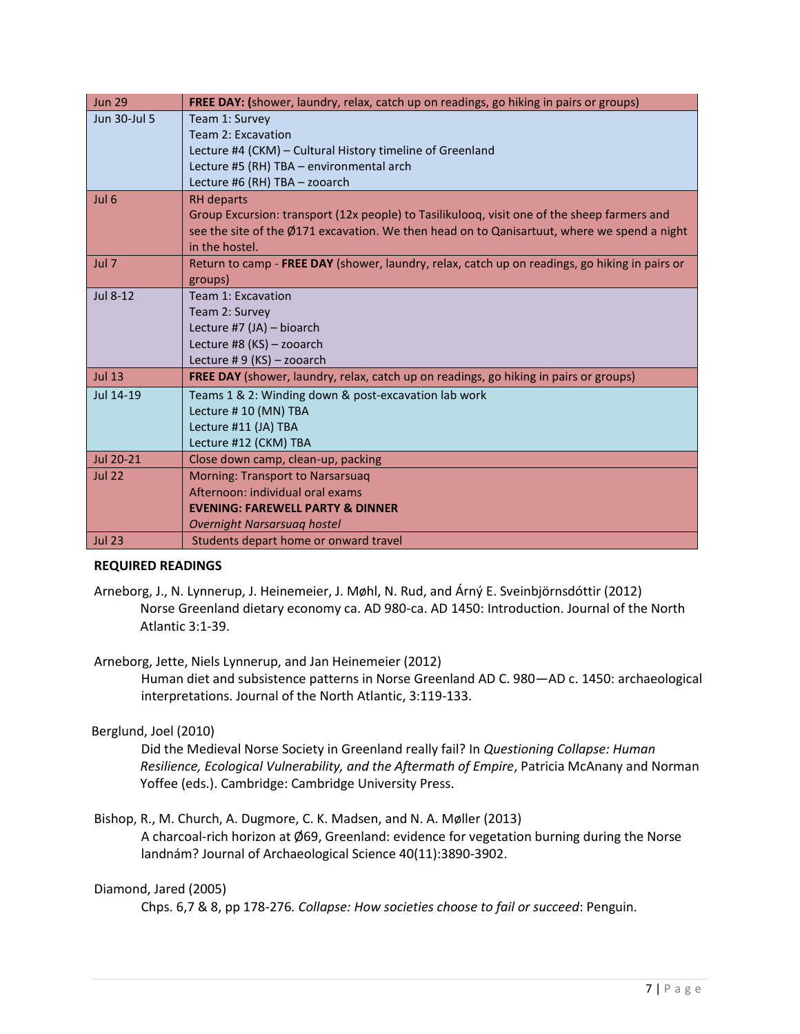| | |
|---|---|
| Jun 29 | **FREE DAY: (**shower, laundry, relax, catch up on readings, go hiking in pairs or groups) |
| Jun 30-Jul 5 | Team 1: Survey<br>Team 2: Excavation<br>Lecture #4 (CKM) – Cultural History timeline of Greenland<br>Lecture #5 (RH) TBA – environmental arch<br>Lecture #6 (RH) TBA – zooarch |
| Jul 6 | RH departs<br>Group Excursion: transport (12x people) to Tasilikulooq, visit one of the sheep farmers and see the site of the Ø171 excavation. We then head on to Qanisartuut, where we spend a night in the hostel. |
| Jul 7 | Return to camp - **FREE DAY** (shower, laundry, relax, catch up on readings, go hiking in pairs or groups) |
| Jul 8-12 | Team 1: Excavation<br>Team 2: Survey<br>Lecture #7 (JA) – bioarch<br>Lecture #8 (KS) – zooarch<br>Lecture # 9 (KS) – zooarch |
| Jul 13 | **FREE DAY** (shower, laundry, relax, catch up on readings, go hiking in pairs or groups) |
| Jul 14-19 | Teams 1 & 2: Winding down & post-excavation lab work<br>Lecture # 10 (MN) TBA<br>Lecture #11 (JA) TBA<br>Lecture #12 (CKM) TBA |
| Jul 20-21 | Close down camp, clean-up, packing |
| Jul 22 | Morning: Transport to Narsarsuaq<br>Afternoon: individual oral exams<br>**EVENING: FAREWELL PARTY & DINNER**<br>*Overnight Narsarsuaq hostel* |
| Jul 23 | Students depart home or onward travel |

**REQUIRED READINGS**

Arneborg, J., N. Lynnerup, J. Heinemeier, J. Møhl, N. Rud, and Árný E. Sveinbjörnsdóttir (2012)
Norse Greenland dietary economy ca. AD 980-ca. AD 1450: Introduction. Journal of the North Atlantic 3:1-39.

Arneborg, Jette, Niels Lynnerup, and Jan Heinemeier (2012)
Human diet and subsistence patterns in Norse Greenland AD C. 980—AD c. 1450: archaeological interpretations. Journal of the North Atlantic, 3:119-133.

Berglund, Joel (2010)
Did the Medieval Norse Society in Greenland really fail? In *Questioning Collapse: Human Resilience, Ecological Vulnerability, and the Aftermath of Empire*, Patricia McAnany and Norman Yoffee (eds.). Cambridge: Cambridge University Press.

Bishop, R., M. Church, A. Dugmore, C. K. Madsen, and N. A. Møller (2013)
A charcoal-rich horizon at Ø69, Greenland: evidence for vegetation burning during the Norse landnám? Journal of Archaeological Science 40(11):3890-3902.

Diamond, Jared (2005)
Chps. 6,7 & 8, pp 178-276. *Collapse: How societies choose to fail or succeed*: Penguin.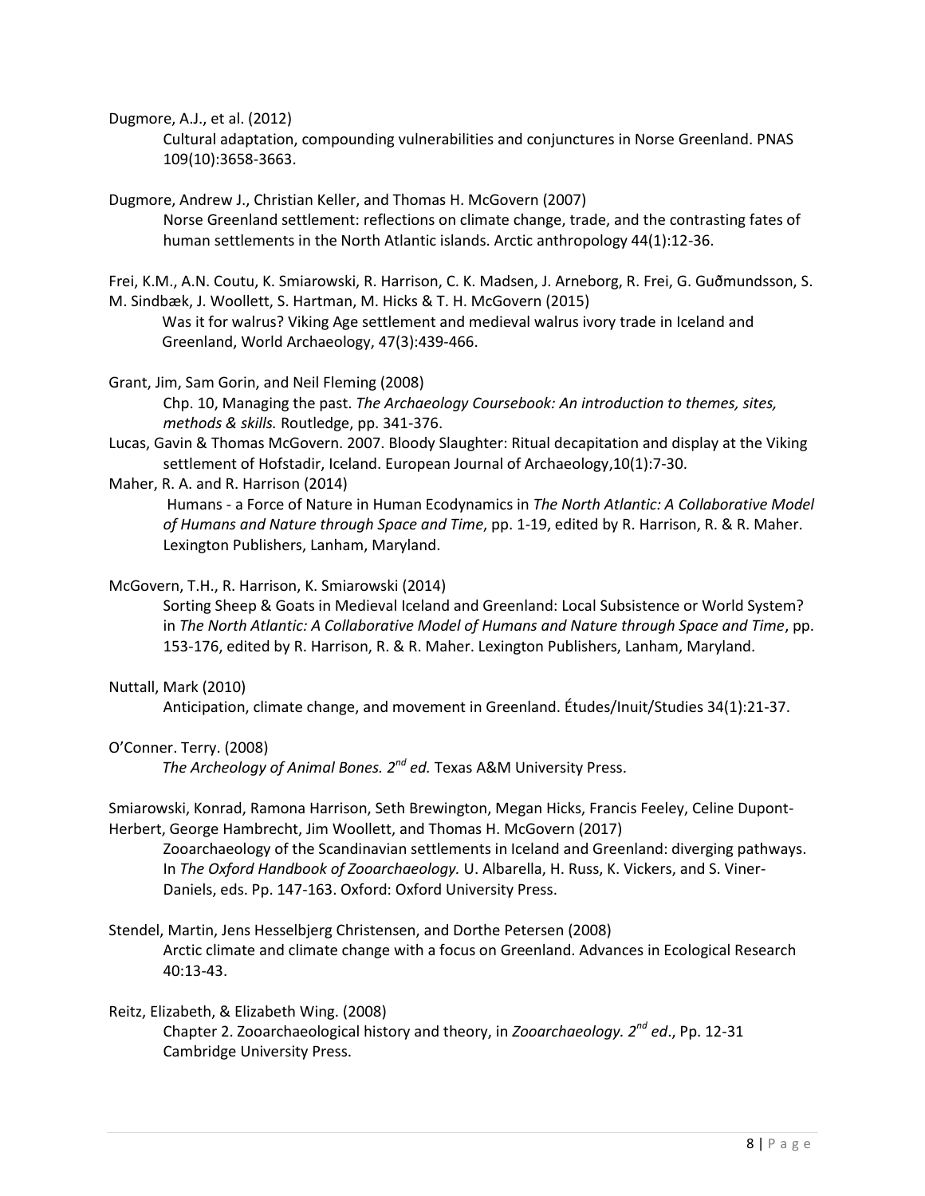Dugmore, A.J., et al. (2012)

Cultural adaptation, compounding vulnerabilities and conjunctures in Norse Greenland. PNAS 109(10):3658-3663.

Dugmore, Andrew J., Christian Keller, and Thomas H. McGovern (2007)

Norse Greenland settlement: reflections on climate change, trade, and the contrasting fates of human settlements in the North Atlantic islands. Arctic anthropology 44(1):12-36.

Frei, K.M., A.N. Coutu, K. Smiarowski, R. Harrison, C. K. Madsen, J. Arneborg, R. Frei, G. Guðmundsson, S. M. Sindbæk, J. Woollett, S. Hartman, M. Hicks & T. H. McGovern (2015)

Was it for walrus? Viking Age settlement and medieval walrus ivory trade in Iceland and Greenland, World Archaeology, 47(3):439-466.

Grant, Jim, Sam Gorin, and Neil Fleming (2008)

Chp. 10, Managing the past. *The Archaeology Coursebook: An introduction to themes, sites, methods & skills.* Routledge, pp. 341-376.

Lucas, Gavin & Thomas McGovern. 2007. Bloody Slaughter: Ritual decapitation and display at the Viking settlement of Hofstadir, Iceland. European Journal of Archaeology,10(1):7-30.

Maher, R. A. and R. Harrison (2014)

Humans - a Force of Nature in Human Ecodynamics in *The North Atlantic: A Collaborative Model of Humans and Nature through Space and Time*, pp. 1-19, edited by R. Harrison, R. & R. Maher. Lexington Publishers, Lanham, Maryland.

McGovern, T.H., R. Harrison, K. Smiarowski (2014)

Sorting Sheep & Goats in Medieval Iceland and Greenland: Local Subsistence or World System? in *The North Atlantic: A Collaborative Model of Humans and Nature through Space and Time*, pp. 153-176, edited by R. Harrison, R. & R. Maher. Lexington Publishers, Lanham, Maryland.

Nuttall, Mark (2010)

Anticipation, climate change, and movement in Greenland. Études/Inuit/Studies 34(1):21-37.

O'Conner. Terry. (2008)

*The Archeology of Animal Bones. 2nd ed.* Texas A&M University Press.

Smiarowski, Konrad, Ramona Harrison, Seth Brewington, Megan Hicks, Francis Feeley, Celine Dupont-Herbert, George Hambrecht, Jim Woollett, and Thomas H. McGovern (2017)

Zooarchaeology of the Scandinavian settlements in Iceland and Greenland: diverging pathways. In *The Oxford Handbook of Zooarchaeology.* U. Albarella, H. Russ, K. Vickers, and S. Viner-Daniels, eds. Pp. 147-163. Oxford: Oxford University Press.

Stendel, Martin, Jens Hesselbjerg Christensen, and Dorthe Petersen (2008)

Arctic climate and climate change with a focus on Greenland. Advances in Ecological Research 40:13-43.

Reitz, Elizabeth, & Elizabeth Wing. (2008)

Chapter 2. Zooarchaeological history and theory, in *Zooarchaeology. 2nd ed*., Pp. 12-31 Cambridge University Press.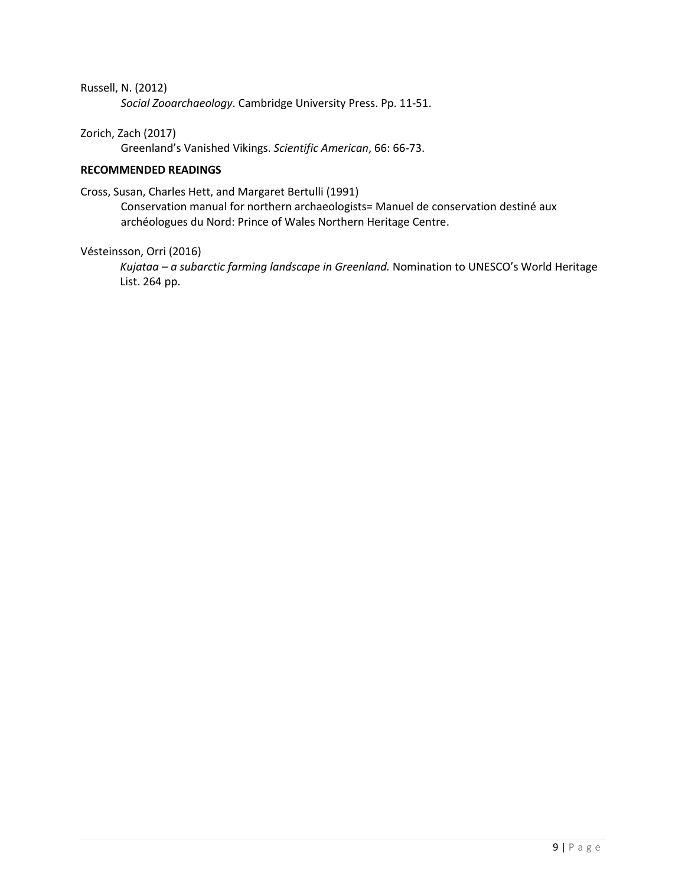Russell, N. (2012)

*Social Zooarchaeology*. Cambridge University Press. Pp. 11-51.

Zorich, Zach (2017)

Greenland's Vanished Vikings. *Scientific American*, 66: 66-73.

**RECOMMENDED READINGS**

Cross, Susan, Charles Hett, and Margaret Bertulli (1991)

Conservation manual for northern archaeologists= Manuel de conservation destiné aux archéologues du Nord: Prince of Wales Northern Heritage Centre.

Vésteinsson, Orri (2016)

*Kujataa – a subarctic farming landscape in Greenland.* Nomination to UNESCO's World Heritage List. 264 pp.